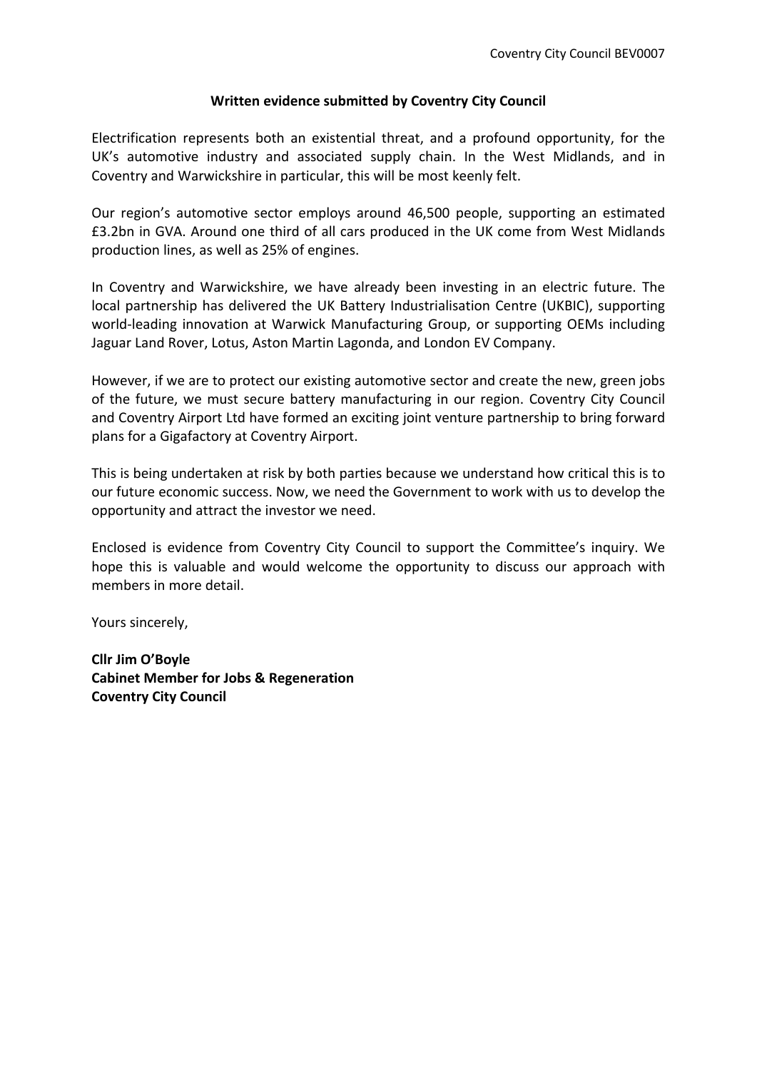**Written evidence submitted by Coventry City Council**

Electrification represents both an existential threat, and a profound opportunity, for the UK's automotive industry and associated supply chain. In the West Midlands, and in Coventry and Warwickshire in particular, this will be most keenly felt.

Our region's automotive sector employs around 46,500 people, supporting an estimated £3.2bn in GVA. Around one third of all cars produced in the UK come from West Midlands production lines, as well as 25% of engines.

In Coventry and Warwickshire, we have already been investing in an electric future. The local partnership has delivered the UK Battery Industrialisation Centre (UKBIC), supporting world-leading innovation at Warwick Manufacturing Group, or supporting OEMs including Jaguar Land Rover, Lotus, Aston Martin Lagonda, and London EV Company.

However, if we are to protect our existing automotive sector and create the new, green jobs of the future, we must secure battery manufacturing in our region. Coventry City Council and Coventry Airport Ltd have formed an exciting joint venture partnership to bring forward plans for a Gigafactory at Coventry Airport.

This is being undertaken at risk by both parties because we understand how critical this is to our future economic success. Now, we need the Government to work with us to develop the opportunity and attract the investor we need.

Enclosed is evidence from Coventry City Council to support the Committee's inquiry. We hope this is valuable and would welcome the opportunity to discuss our approach with members in more detail.

Yours sincerely,

**Cllr Jim O'Boyle**
**Cabinet Member for Jobs & Regeneration**
**Coventry City Council**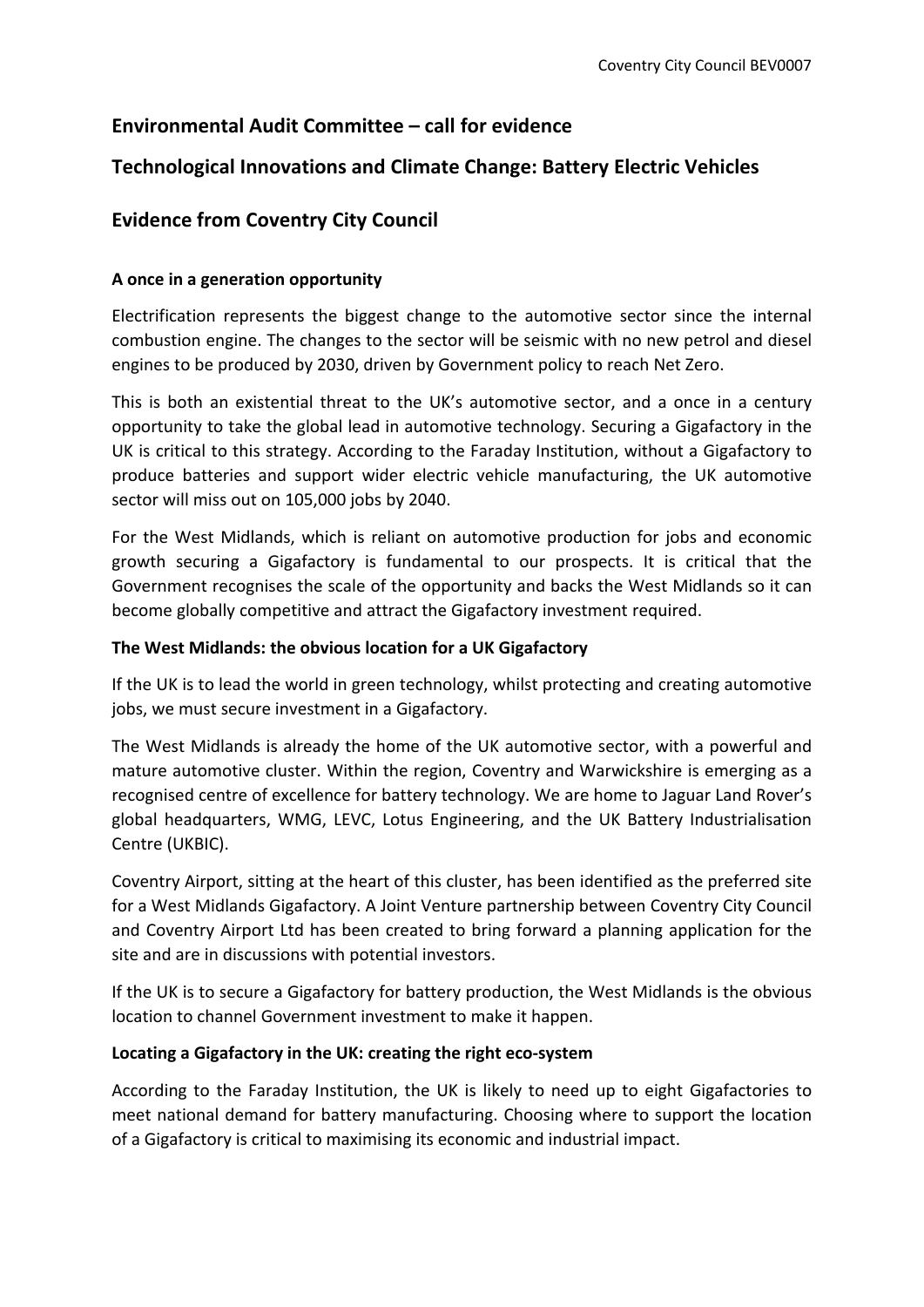## Environmental Audit Committee – call for evidence

## Technological Innovations and Climate Change: Battery Electric Vehicles

## Evidence from Coventry City Council

### A once in a generation opportunity

Electrification represents the biggest change to the automotive sector since the internal combustion engine. The changes to the sector will be seismic with no new petrol and diesel engines to be produced by 2030, driven by Government policy to reach Net Zero.

This is both an existential threat to the UK's automotive sector, and a once in a century opportunity to take the global lead in automotive technology. Securing a Gigafactory in the UK is critical to this strategy. According to the Faraday Institution, without a Gigafactory to produce batteries and support wider electric vehicle manufacturing, the UK automotive sector will miss out on 105,000 jobs by 2040.

For the West Midlands, which is reliant on automotive production for jobs and economic growth securing a Gigafactory is fundamental to our prospects. It is critical that the Government recognises the scale of the opportunity and backs the West Midlands so it can become globally competitive and attract the Gigafactory investment required.

### The West Midlands: the obvious location for a UK Gigafactory

If the UK is to lead the world in green technology, whilst protecting and creating automotive jobs, we must secure investment in a Gigafactory.

The West Midlands is already the home of the UK automotive sector, with a powerful and mature automotive cluster. Within the region, Coventry and Warwickshire is emerging as a recognised centre of excellence for battery technology. We are home to Jaguar Land Rover's global headquarters, WMG, LEVC, Lotus Engineering, and the UK Battery Industrialisation Centre (UKBIC).

Coventry Airport, sitting at the heart of this cluster, has been identified as the preferred site for a West Midlands Gigafactory. A Joint Venture partnership between Coventry City Council and Coventry Airport Ltd has been created to bring forward a planning application for the site and are in discussions with potential investors.

If the UK is to secure a Gigafactory for battery production, the West Midlands is the obvious location to channel Government investment to make it happen.

### Locating a Gigafactory in the UK: creating the right eco-system

According to the Faraday Institution, the UK is likely to need up to eight Gigafactories to meet national demand for battery manufacturing. Choosing where to support the location of a Gigafactory is critical to maximising its economic and industrial impact.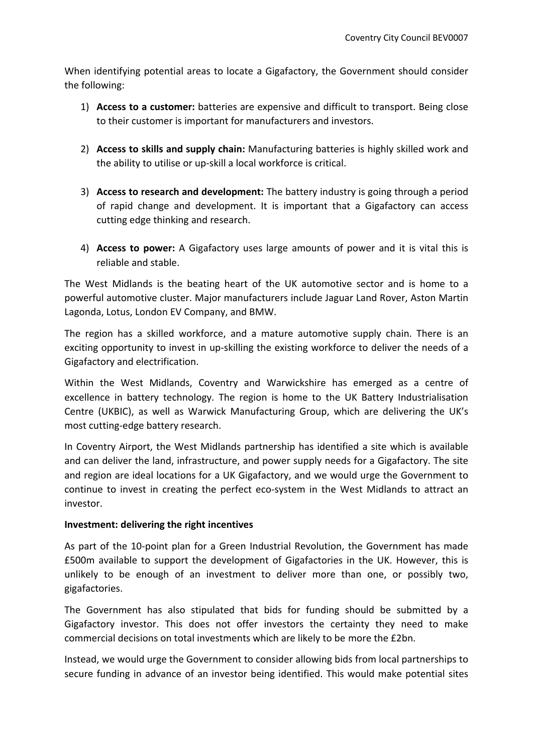When identifying potential areas to locate a Gigafactory, the Government should consider the following:

1) **Access to a customer:** batteries are expensive and difficult to transport. Being close to their customer is important for manufacturers and investors.

2) **Access to skills and supply chain:** Manufacturing batteries is highly skilled work and the ability to utilise or up-skill a local workforce is critical.

3) **Access to research and development:** The battery industry is going through a period of rapid change and development. It is important that a Gigafactory can access cutting edge thinking and research.

4) **Access to power:** A Gigafactory uses large amounts of power and it is vital this is reliable and stable.

The West Midlands is the beating heart of the UK automotive sector and is home to a powerful automotive cluster. Major manufacturers include Jaguar Land Rover, Aston Martin Lagonda, Lotus, London EV Company, and BMW.

The region has a skilled workforce, and a mature automotive supply chain. There is an exciting opportunity to invest in up-skilling the existing workforce to deliver the needs of a Gigafactory and electrification.

Within the West Midlands, Coventry and Warwickshire has emerged as a centre of excellence in battery technology. The region is home to the UK Battery Industrialisation Centre (UKBIC), as well as Warwick Manufacturing Group, which are delivering the UK's most cutting-edge battery research.

In Coventry Airport, the West Midlands partnership has identified a site which is available and can deliver the land, infrastructure, and power supply needs for a Gigafactory. The site and region are ideal locations for a UK Gigafactory, and we would urge the Government to continue to invest in creating the perfect eco-system in the West Midlands to attract an investor.

**Investment: delivering the right incentives**

As part of the 10-point plan for a Green Industrial Revolution, the Government has made £500m available to support the development of Gigafactories in the UK. However, this is unlikely to be enough of an investment to deliver more than one, or possibly two, gigafactories.

The Government has also stipulated that bids for funding should be submitted by a Gigafactory investor. This does not offer investors the certainty they need to make commercial decisions on total investments which are likely to be more the £2bn.

Instead, we would urge the Government to consider allowing bids from local partnerships to secure funding in advance of an investor being identified. This would make potential sites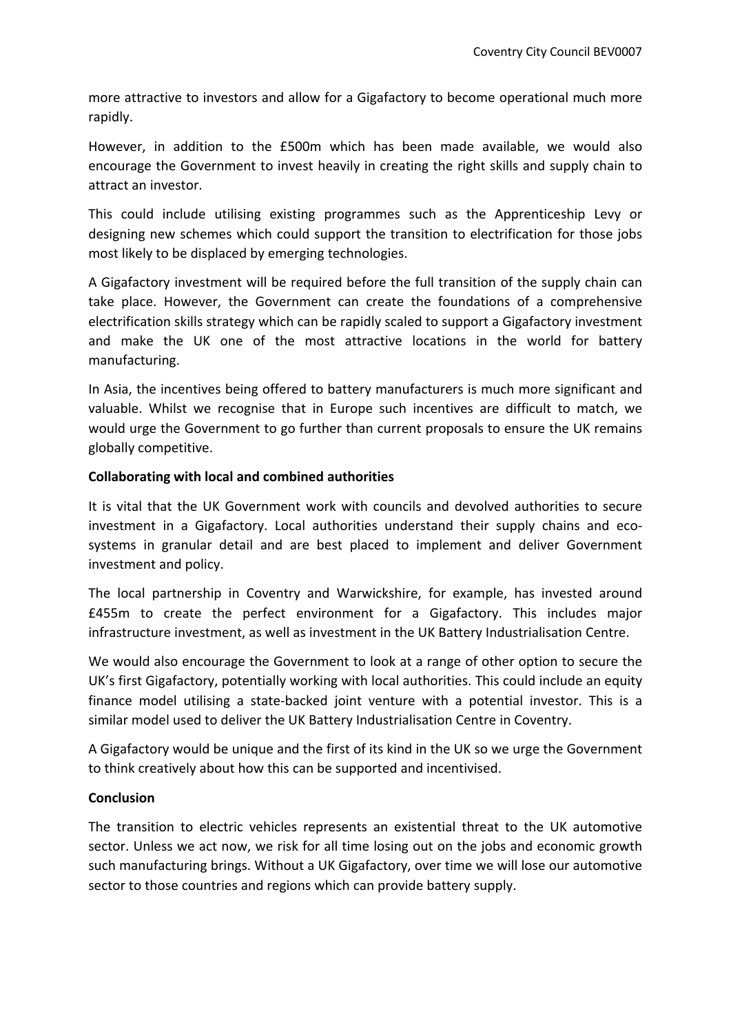more attractive to investors and allow for a Gigafactory to become operational much more rapidly.

However, in addition to the £500m which has been made available, we would also encourage the Government to invest heavily in creating the right skills and supply chain to attract an investor.

This could include utilising existing programmes such as the Apprenticeship Levy or designing new schemes which could support the transition to electrification for those jobs most likely to be displaced by emerging technologies.

A Gigafactory investment will be required before the full transition of the supply chain can take place. However, the Government can create the foundations of a comprehensive electrification skills strategy which can be rapidly scaled to support a Gigafactory investment and make the UK one of the most attractive locations in the world for battery manufacturing.

In Asia, the incentives being offered to battery manufacturers is much more significant and valuable. Whilst we recognise that in Europe such incentives are difficult to match, we would urge the Government to go further than current proposals to ensure the UK remains globally competitive.

**Collaborating with local and combined authorities**

It is vital that the UK Government work with councils and devolved authorities to secure investment in a Gigafactory. Local authorities understand their supply chains and eco-systems in granular detail and are best placed to implement and deliver Government investment and policy.

The local partnership in Coventry and Warwickshire, for example, has invested around £455m to create the perfect environment for a Gigafactory. This includes major infrastructure investment, as well as investment in the UK Battery Industrialisation Centre.

We would also encourage the Government to look at a range of other option to secure the UK's first Gigafactory, potentially working with local authorities. This could include an equity finance model utilising a state-backed joint venture with a potential investor. This is a similar model used to deliver the UK Battery Industrialisation Centre in Coventry.

A Gigafactory would be unique and the first of its kind in the UK so we urge the Government to think creatively about how this can be supported and incentivised.

**Conclusion**

The transition to electric vehicles represents an existential threat to the UK automotive sector. Unless we act now, we risk for all time losing out on the jobs and economic growth such manufacturing brings. Without a UK Gigafactory, over time we will lose our automotive sector to those countries and regions which can provide battery supply.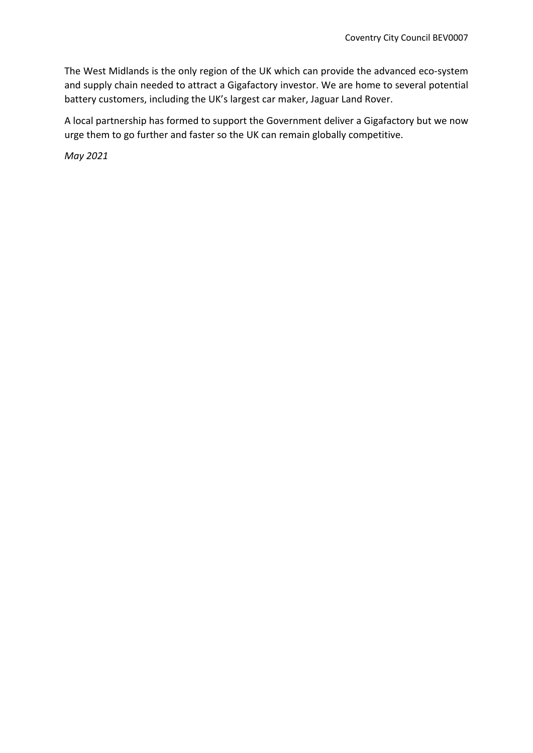The West Midlands is the only region of the UK which can provide the advanced eco-system and supply chain needed to attract a Gigafactory investor. We are home to several potential battery customers, including the UK's largest car maker, Jaguar Land Rover.

A local partnership has formed to support the Government deliver a Gigafactory but we now urge them to go further and faster so the UK can remain globally competitive.

*May 2021*